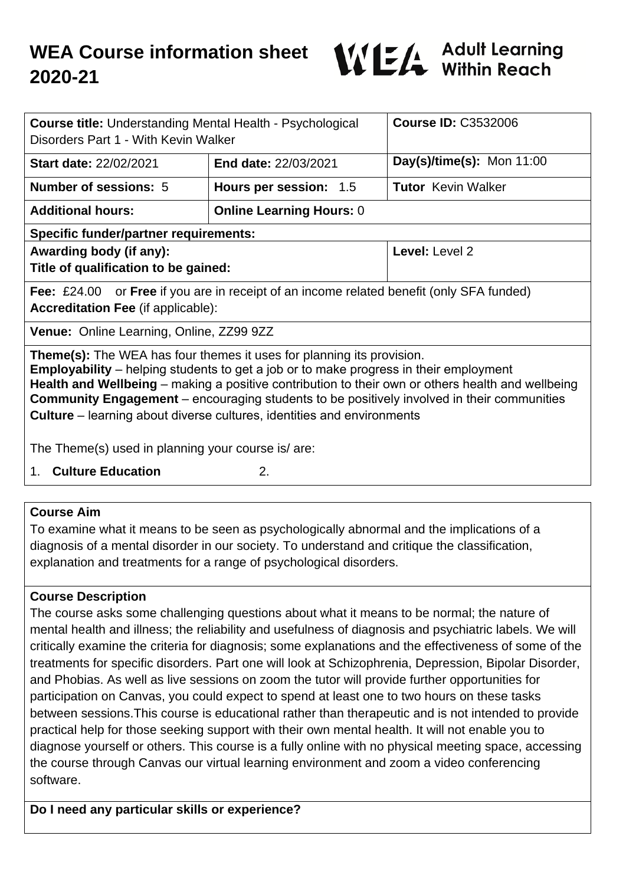# WEA Course information sheet 2020-21

**Adult Learning Within Reach**

| **Course title:** Understanding Mental Health - Psychological Disorders Part 1 - With Kevin Walker | | **Course ID:** C3532006 |
|---|---|---|
| **Start date:** 22/02/2021 | **End date:** 22/03/2021 | **Day(s)/time(s):** Mon 11:00 |
| **Number of sessions:** 5 | **Hours per session:** 1.5 | **Tutor** Kevin Walker |
| **Additional hours:** | **Online Learning Hours:** 0 | |
| **Specific funder/partner requirements:** | | |
| **Awarding body (if any):** **Title of qualification to be gained:** | | **Level:** Level 2 |
| **Fee:** £24.00 or **Free** if you are in receipt of an income related benefit (only SFA funded) **Accreditation Fee** (if applicable): | | |
| **Venue:** Online Learning, Online, ZZ99 9ZZ | | |

**Theme(s):** The WEA has four themes it uses for planning its provision.
**Employability** – helping students to get a job or to make progress in their employment
**Health and Wellbeing** – making a positive contribution to their own or others health and wellbeing
**Community Engagement** – encouraging students to be positively involved in their communities
**Culture** – learning about diverse cultures, identities and environments

The Theme(s) used in planning your course is/ are:

1. **Culture Education**
2. 

### Course Aim

To examine what it means to be seen as psychologically abnormal and the implications of a diagnosis of a mental disorder in our society. To understand and critique the classification, explanation and treatments for a range of psychological disorders.

### Course Description

The course asks some challenging questions about what it means to be normal; the nature of mental health and illness; the reliability and usefulness of diagnosis and psychiatric labels. We will critically examine the criteria for diagnosis; some explanations and the effectiveness of some of the treatments for specific disorders. Part one will look at Schizophrenia, Depression, Bipolar Disorder, and Phobias. As well as live sessions on zoom the tutor will provide further opportunities for participation on Canvas, you could expect to spend at least one to two hours on these tasks between sessions.This course is educational rather than therapeutic and is not intended to provide practical help for those seeking support with their own mental health. It will not enable you to diagnose yourself or others. This course is a fully online with no physical meeting space, accessing the course through Canvas our virtual learning environment and zoom a video conferencing software.

### Do I need any particular skills or experience?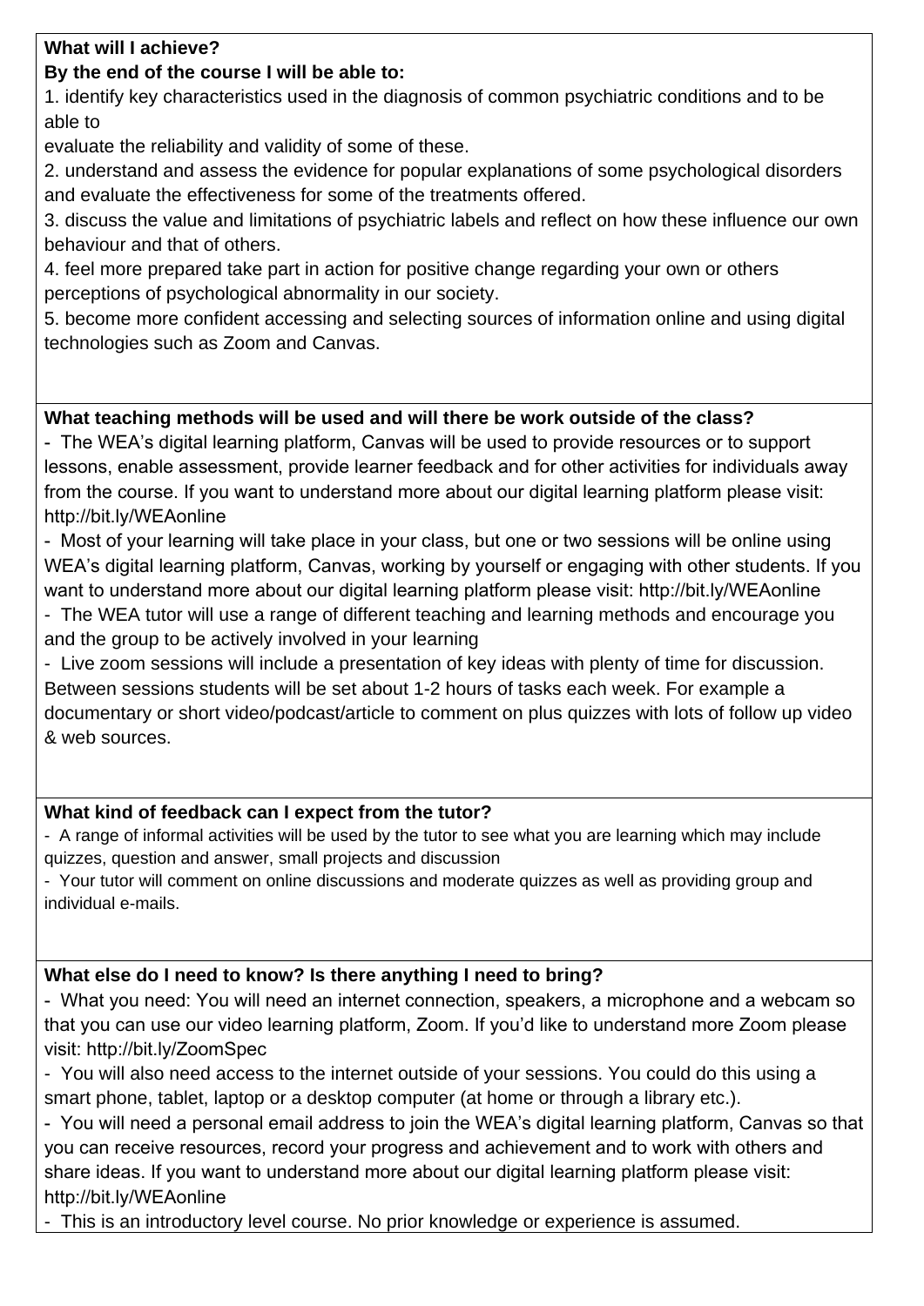**What will I achieve?**
**By the end of the course I will be able to:**

1. identify key characteristics used in the diagnosis of common psychiatric conditions and to be able to
evaluate the reliability and validity of some of these.
2. understand and assess the evidence for popular explanations of some psychological disorders and evaluate the effectiveness for some of the treatments offered.
3. discuss the value and limitations of psychiatric labels and reflect on how these influence our own behaviour and that of others.
4. feel more prepared take part in action for positive change regarding your own or others perceptions of psychological abnormality in our society.
5. become more confident accessing and selecting sources of information online and using digital technologies such as Zoom and Canvas.

**What teaching methods will be used and will there be work outside of the class?**

- The WEA's digital learning platform, Canvas will be used to provide resources or to support lessons, enable assessment, provide learner feedback and for other activities for individuals away from the course. If you want to understand more about our digital learning platform please visit: http://bit.ly/WEAonline
- Most of your learning will take place in your class, but one or two sessions will be online using WEA's digital learning platform, Canvas, working by yourself or engaging with other students. If you want to understand more about our digital learning platform please visit: http://bit.ly/WEAonline
- The WEA tutor will use a range of different teaching and learning methods and encourage you and the group to be actively involved in your learning
- Live zoom sessions will include a presentation of key ideas with plenty of time for discussion. Between sessions students will be set about 1-2 hours of tasks each week. For example a documentary or short video/podcast/article to comment on plus quizzes with lots of follow up video & web sources.

**What kind of feedback can I expect from the tutor?**

- A range of informal activities will be used by the tutor to see what you are learning which may include quizzes, question and answer, small projects and discussion
- Your tutor will comment on online discussions and moderate quizzes as well as providing group and individual e-mails.

**What else do I need to know? Is there anything I need to bring?**

- What you need: You will need an internet connection, speakers, a microphone and a webcam so that you can use our video learning platform, Zoom. If you'd like to understand more Zoom please visit: http://bit.ly/ZoomSpec
- You will also need access to the internet outside of your sessions. You could do this using a smart phone, tablet, laptop or a desktop computer (at home or through a library etc.).
- You will need a personal email address to join the WEA's digital learning platform, Canvas so that you can receive resources, record your progress and achievement and to work with others and share ideas. If you want to understand more about our digital learning platform please visit: http://bit.ly/WEAonline
- This is an introductory level course. No prior knowledge or experience is assumed.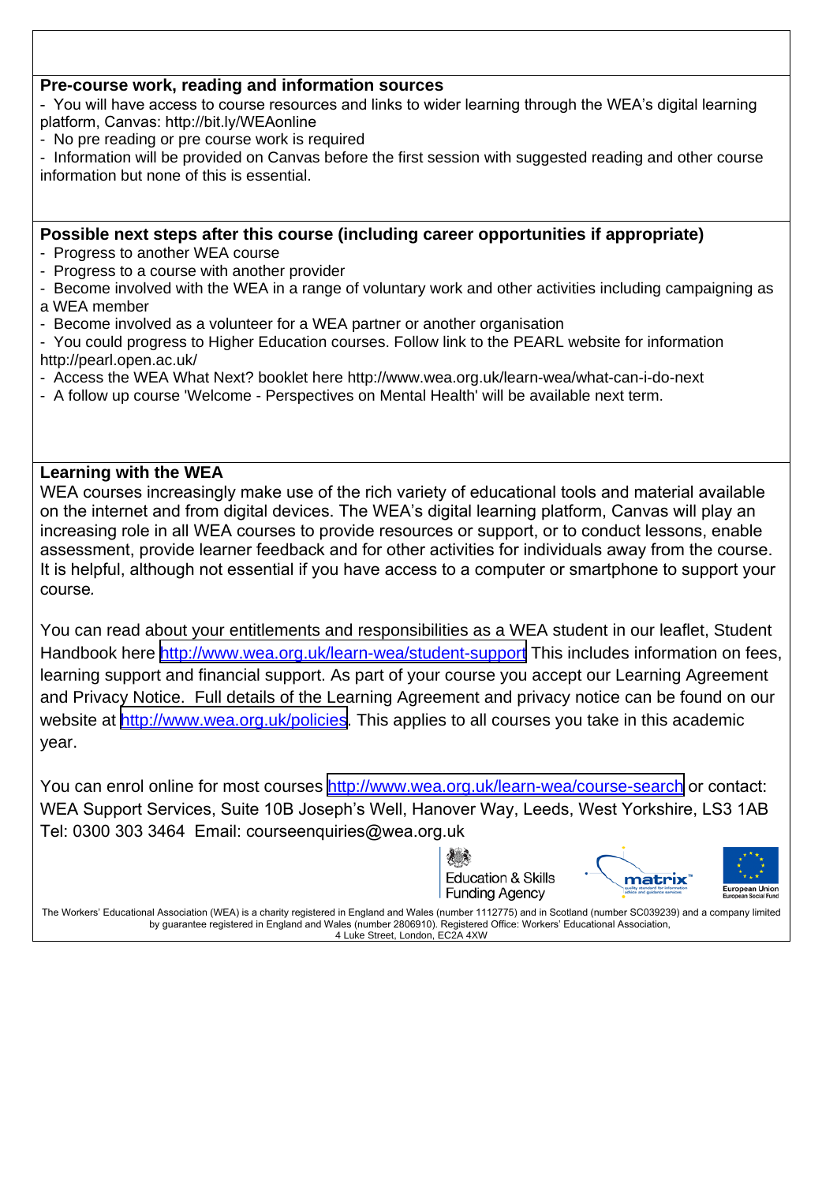## Pre-course work, reading and information sources

- You will have access to course resources and links to wider learning through the WEA's digital learning platform, Canvas: http://bit.ly/WEAonline
- No pre reading or pre course work is required
- Information will be provided on Canvas before the first session with suggested reading and other course information but none of this is essential.

## Possible next steps after this course (including career opportunities if appropriate)

- Progress to another WEA course
- Progress to a course with another provider
- Become involved with the WEA in a range of voluntary work and other activities including campaigning as a WEA member
- Become involved as a volunteer for a WEA partner or another organisation
- You could progress to Higher Education courses. Follow link to the PEARL website for information http://pearl.open.ac.uk/
- Access the WEA What Next? booklet here http://www.wea.org.uk/learn-wea/what-can-i-do-next
- A follow up course 'Welcome - Perspectives on Mental Health' will be available next term.

## Learning with the WEA

WEA courses increasingly make use of the rich variety of educational tools and material available on the internet and from digital devices. The WEA's digital learning platform, Canvas will play an increasing role in all WEA courses to provide resources or support, or to conduct lessons, enable assessment, provide learner feedback and for other activities for individuals away from the course. It is helpful, although not essential if you have access to a computer or smartphone to support your course.

You can read about your entitlements and responsibilities as a WEA student in our leaflet, Student Handbook here http://www.wea.org.uk/learn-wea/student-support This includes information on fees, learning support and financial support. As part of your course you accept our Learning Agreement and Privacy Notice. Full details of the Learning Agreement and privacy notice can be found on our website at http://www.wea.org.uk/policies. This applies to all courses you take in this academic year.

You can enrol online for most courses http://www.wea.org.uk/learn-wea/course-search or contact: WEA Support Services, Suite 10B Joseph's Well, Hanover Way, Leeds, West Yorkshire, LS3 1AB
Tel: 0300 303 3464 Email: courseenquiries@wea.org.uk

Education & Skills Funding Agency

matrix

European Union European Social Fund

The Workers' Educational Association (WEA) is a charity registered in England and Wales (number 1112775) and in Scotland (number SC039239) and a company limited by guarantee registered in England and Wales (number 2806910). Registered Office: Workers' Educational Association, 4 Luke Street, London, EC2A 4XW